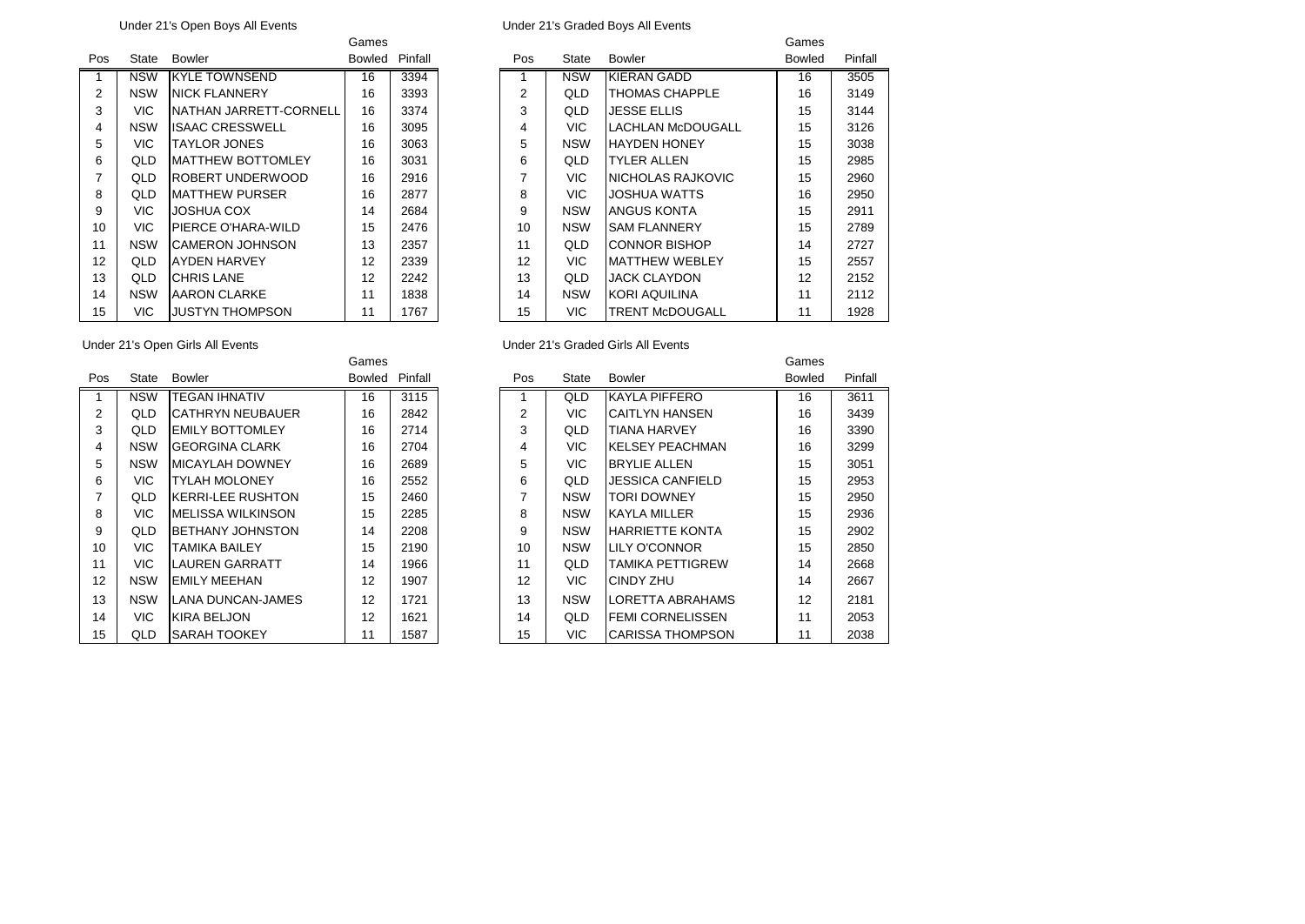## Under 21's Open Boys All Events

| Pos | State | Bowler | Games Bowled | Pinfall |
|---|---|---|---|---|
| 1 | NSW | KYLE TOWNSEND | 16 | 3394 |
| 2 | NSW | NICK FLANNERY | 16 | 3393 |
| 3 | VIC | NATHAN JARRETT-CORNELL | 16 | 3374 |
| 4 | NSW | ISAAC CRESSWELL | 16 | 3095 |
| 5 | VIC | TAYLOR JONES | 16 | 3063 |
| 6 | QLD | MATTHEW BOTTOMLEY | 16 | 3031 |
| 7 | QLD | ROBERT UNDERWOOD | 16 | 2916 |
| 8 | QLD | MATTHEW PURSER | 16 | 2877 |
| 9 | VIC | JOSHUA COX | 14 | 2684 |
| 10 | VIC | PIERCE O'HARA-WILD | 15 | 2476 |
| 11 | NSW | CAMERON JOHNSON | 13 | 2357 |
| 12 | QLD | AYDEN HARVEY | 12 | 2339 |
| 13 | QLD | CHRIS LANE | 12 | 2242 |
| 14 | NSW | AARON CLARKE | 11 | 1838 |
| 15 | VIC | JUSTYN THOMPSON | 11 | 1767 |

## Under 21's Graded Boys All Events

| Pos | State | Bowler | Games Bowled | Pinfall |
|---|---|---|---|---|
| 1 | NSW | KIERAN GADD | 16 | 3505 |
| 2 | QLD | THOMAS CHAPPLE | 16 | 3149 |
| 3 | QLD | JESSE ELLIS | 15 | 3144 |
| 4 | VIC | LACHLAN McDOUGALL | 15 | 3126 |
| 5 | NSW | HAYDEN HONEY | 15 | 3038 |
| 6 | QLD | TYLER ALLEN | 15 | 2985 |
| 7 | VIC | NICHOLAS RAJKOVIC | 15 | 2960 |
| 8 | VIC | JOSHUA WATTS | 16 | 2950 |
| 9 | NSW | ANGUS KONTA | 15 | 2911 |
| 10 | NSW | SAM FLANNERY | 15 | 2789 |
| 11 | QLD | CONNOR BISHOP | 14 | 2727 |
| 12 | VIC | MATTHEW WEBLEY | 15 | 2557 |
| 13 | QLD | JACK CLAYDON | 12 | 2152 |
| 14 | NSW | KORI AQUILINA | 11 | 2112 |
| 15 | VIC | TRENT McDOUGALL | 11 | 1928 |

## Under 21's Open Girls All Events

| Pos | State | Bowler | Games Bowled | Pinfall |
|---|---|---|---|---|
| 1 | NSW | TEGAN IHNATIV | 16 | 3115 |
| 2 | QLD | CATHRYN NEUBAUER | 16 | 2842 |
| 3 | QLD | EMILY BOTTOMLEY | 16 | 2714 |
| 4 | NSW | GEORGINA CLARK | 16 | 2704 |
| 5 | NSW | MICAYLAH DOWNEY | 16 | 2689 |
| 6 | VIC | TYLAH MOLONEY | 16 | 2552 |
| 7 | QLD | KERRI-LEE RUSHTON | 15 | 2460 |
| 8 | VIC | MELISSA WILKINSON | 15 | 2285 |
| 9 | QLD | BETHANY JOHNSTON | 14 | 2208 |
| 10 | VIC | TAMIKA BAILEY | 15 | 2190 |
| 11 | VIC | LAUREN GARRATT | 14 | 1966 |
| 12 | NSW | EMILY MEEHAN | 12 | 1907 |
| 13 | NSW | LANA DUNCAN-JAMES | 12 | 1721 |
| 14 | VIC | KIRA BELJON | 12 | 1621 |
| 15 | QLD | SARAH TOOKEY | 11 | 1587 |

## Under 21's Graded Girls All Events

| Pos | State | Bowler | Games Bowled | Pinfall |
|---|---|---|---|---|
| 1 | QLD | KAYLA PIFFERO | 16 | 3611 |
| 2 | VIC | CAITLYN HANSEN | 16 | 3439 |
| 3 | QLD | TIANA HARVEY | 16 | 3390 |
| 4 | VIC | KELSEY PEACHMAN | 16 | 3299 |
| 5 | VIC | BRYLIE ALLEN | 15 | 3051 |
| 6 | QLD | JESSICA CANFIELD | 15 | 2953 |
| 7 | NSW | TORI DOWNEY | 15 | 2950 |
| 8 | NSW | KAYLA MILLER | 15 | 2936 |
| 9 | NSW | HARRIETTE KONTA | 15 | 2902 |
| 10 | NSW | LILY O'CONNOR | 15 | 2850 |
| 11 | QLD | TAMIKA PETTIGREW | 14 | 2668 |
| 12 | VIC | CINDY ZHU | 14 | 2667 |
| 13 | NSW | LORETTA ABRAHAMS | 12 | 2181 |
| 14 | QLD | FEMI CORNELISSEN | 11 | 2053 |
| 15 | VIC | CARISSA THOMPSON | 11 | 2038 |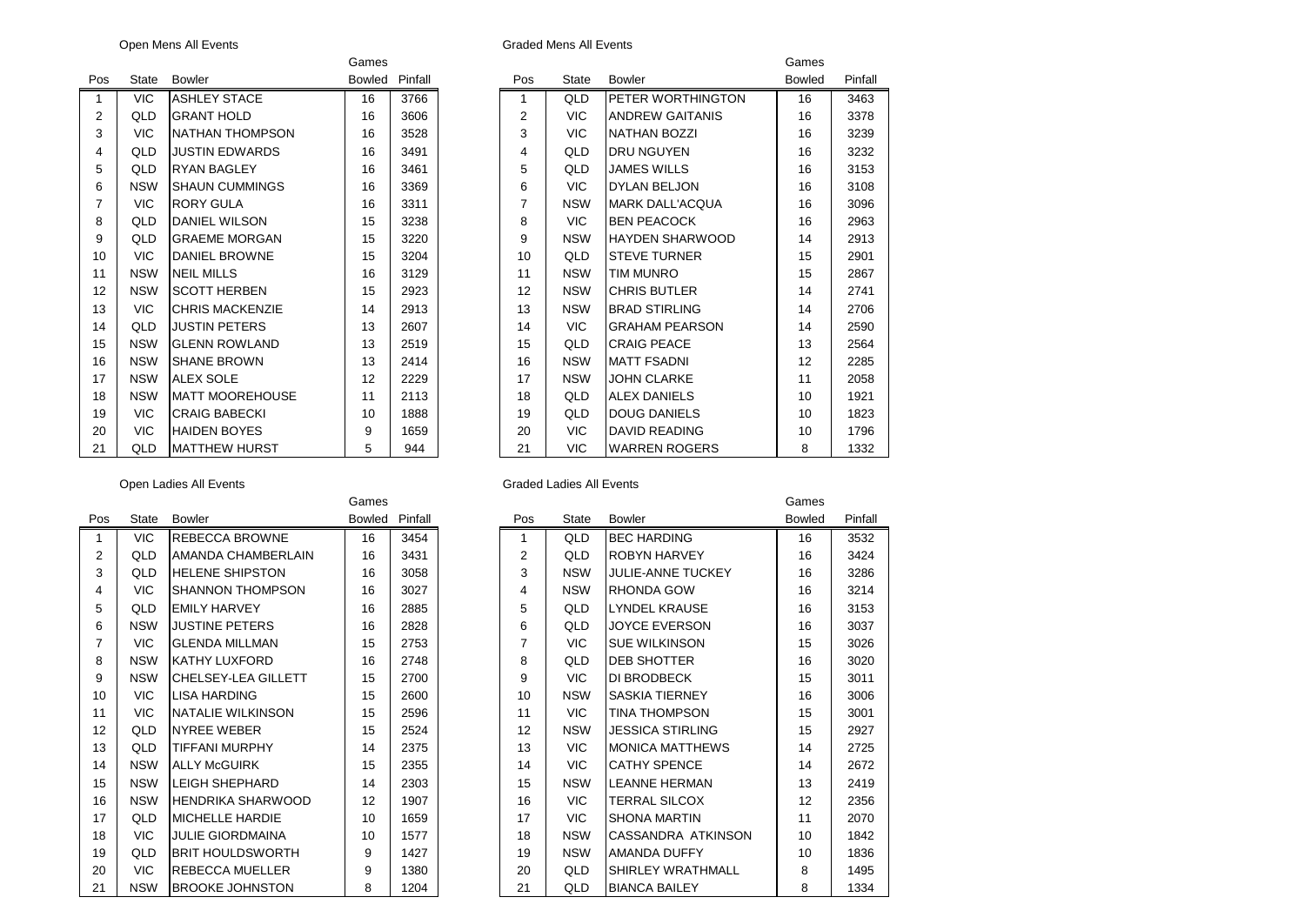## Open Mens All Events

| Pos | State | Bowler | Games Bowled | Pinfall |
|---|---|---|---|---|
| 1 | VIC | ASHLEY STACE | 16 | 3766 |
| 2 | QLD | GRANT HOLD | 16 | 3606 |
| 3 | VIC | NATHAN THOMPSON | 16 | 3528 |
| 4 | QLD | JUSTIN EDWARDS | 16 | 3491 |
| 5 | QLD | RYAN BAGLEY | 16 | 3461 |
| 6 | NSW | SHAUN CUMMINGS | 16 | 3369 |
| 7 | VIC | RORY GULA | 16 | 3311 |
| 8 | QLD | DANIEL WILSON | 15 | 3238 |
| 9 | QLD | GRAEME MORGAN | 15 | 3220 |
| 10 | VIC | DANIEL BROWNE | 15 | 3204 |
| 11 | NSW | NEIL MILLS | 16 | 3129 |
| 12 | NSW | SCOTT HERBEN | 15 | 2923 |
| 13 | VIC | CHRIS MACKENZIE | 14 | 2913 |
| 14 | QLD | JUSTIN PETERS | 13 | 2607 |
| 15 | NSW | GLENN ROWLAND | 13 | 2519 |
| 16 | NSW | SHANE BROWN | 13 | 2414 |
| 17 | NSW | ALEX SOLE | 12 | 2229 |
| 18 | NSW | MATT MOOREHOUSE | 11 | 2113 |
| 19 | VIC | CRAIG BABECKI | 10 | 1888 |
| 20 | VIC | HAIDEN BOYES | 9 | 1659 |
| 21 | QLD | MATTHEW HURST | 5 | 944 |

## Graded Mens All Events

| Pos | State | Bowler | Games Bowled | Pinfall |
|---|---|---|---|---|
| 1 | QLD | PETER WORTHINGTON | 16 | 3463 |
| 2 | VIC | ANDREW GAITANIS | 16 | 3378 |
| 3 | VIC | NATHAN BOZZI | 16 | 3239 |
| 4 | QLD | DRU NGUYEN | 16 | 3232 |
| 5 | QLD | JAMES WILLS | 16 | 3153 |
| 6 | VIC | DYLAN BELJON | 16 | 3108 |
| 7 | NSW | MARK DALL'ACQUA | 16 | 3096 |
| 8 | VIC | BEN PEACOCK | 16 | 2963 |
| 9 | NSW | HAYDEN SHARWOOD | 14 | 2913 |
| 10 | QLD | STEVE TURNER | 15 | 2901 |
| 11 | NSW | TIM MUNRO | 15 | 2867 |
| 12 | NSW | CHRIS BUTLER | 14 | 2741 |
| 13 | NSW | BRAD STIRLING | 14 | 2706 |
| 14 | VIC | GRAHAM PEARSON | 14 | 2590 |
| 15 | QLD | CRAIG PEACE | 13 | 2564 |
| 16 | NSW | MATT FSADNI | 12 | 2285 |
| 17 | NSW | JOHN CLARKE | 11 | 2058 |
| 18 | QLD | ALEX DANIELS | 10 | 1921 |
| 19 | QLD | DOUG DANIELS | 10 | 1823 |
| 20 | VIC | DAVID READING | 10 | 1796 |
| 21 | VIC | WARREN ROGERS | 8 | 1332 |

## Open Ladies All Events

| Pos | State | Bowler | Games Bowled | Pinfall |
|---|---|---|---|---|
| 1 | VIC | REBECCA BROWNE | 16 | 3454 |
| 2 | QLD | AMANDA CHAMBERLAIN | 16 | 3431 |
| 3 | QLD | HELENE SHIPSTON | 16 | 3058 |
| 4 | VIC | SHANNON THOMPSON | 16 | 3027 |
| 5 | QLD | EMILY HARVEY | 16 | 2885 |
| 6 | NSW | JUSTINE PETERS | 16 | 2828 |
| 7 | VIC | GLENDA MILLMAN | 15 | 2753 |
| 8 | NSW | KATHY LUXFORD | 16 | 2748 |
| 9 | NSW | CHELSEY-LEA GILLETT | 15 | 2700 |
| 10 | VIC | LISA HARDING | 15 | 2600 |
| 11 | VIC | NATALIE WILKINSON | 15 | 2596 |
| 12 | QLD | NYREE WEBER | 15 | 2524 |
| 13 | QLD | TIFFANI MURPHY | 14 | 2375 |
| 14 | NSW | ALLY McGUIRK | 15 | 2355 |
| 15 | NSW | LEIGH SHEPHARD | 14 | 2303 |
| 16 | NSW | HENDRIKA SHARWOOD | 12 | 1907 |
| 17 | QLD | MICHELLE HARDIE | 10 | 1659 |
| 18 | VIC | JULIE GIORDMAINA | 10 | 1577 |
| 19 | QLD | BRIT HOULDSWORTH | 9 | 1427 |
| 20 | VIC | REBECCA MUELLER | 9 | 1380 |
| 21 | NSW | BROOKE JOHNSTON | 8 | 1204 |

## Graded Ladies All Events

| Pos | State | Bowler | Games Bowled | Pinfall |
|---|---|---|---|---|
| 1 | QLD | BEC HARDING | 16 | 3532 |
| 2 | QLD | ROBYN HARVEY | 16 | 3424 |
| 3 | NSW | JULIE-ANNE TUCKEY | 16 | 3286 |
| 4 | NSW | RHONDA GOW | 16 | 3214 |
| 5 | QLD | LYNDEL KRAUSE | 16 | 3153 |
| 6 | QLD | JOYCE EVERSON | 16 | 3037 |
| 7 | VIC | SUE WILKINSON | 15 | 3026 |
| 8 | QLD | DEB SHOTTER | 16 | 3020 |
| 9 | VIC | DI BRODBECK | 15 | 3011 |
| 10 | NSW | SASKIA TIERNEY | 16 | 3006 |
| 11 | VIC | TINA THOMPSON | 15 | 3001 |
| 12 | NSW | JESSICA STIRLING | 15 | 2927 |
| 13 | VIC | MONICA MATTHEWS | 14 | 2725 |
| 14 | VIC | CATHY SPENCE | 14 | 2672 |
| 15 | NSW | LEANNE HERMAN | 13 | 2419 |
| 16 | VIC | TERRAL SILCOX | 12 | 2356 |
| 17 | VIC | SHONA MARTIN | 11 | 2070 |
| 18 | NSW | CASSANDRA ATKINSON | 10 | 1842 |
| 19 | NSW | AMANDA DUFFY | 10 | 1836 |
| 20 | QLD | SHIRLEY WRATHMALL | 8 | 1495 |
| 21 | QLD | BIANCA BAILEY | 8 | 1334 |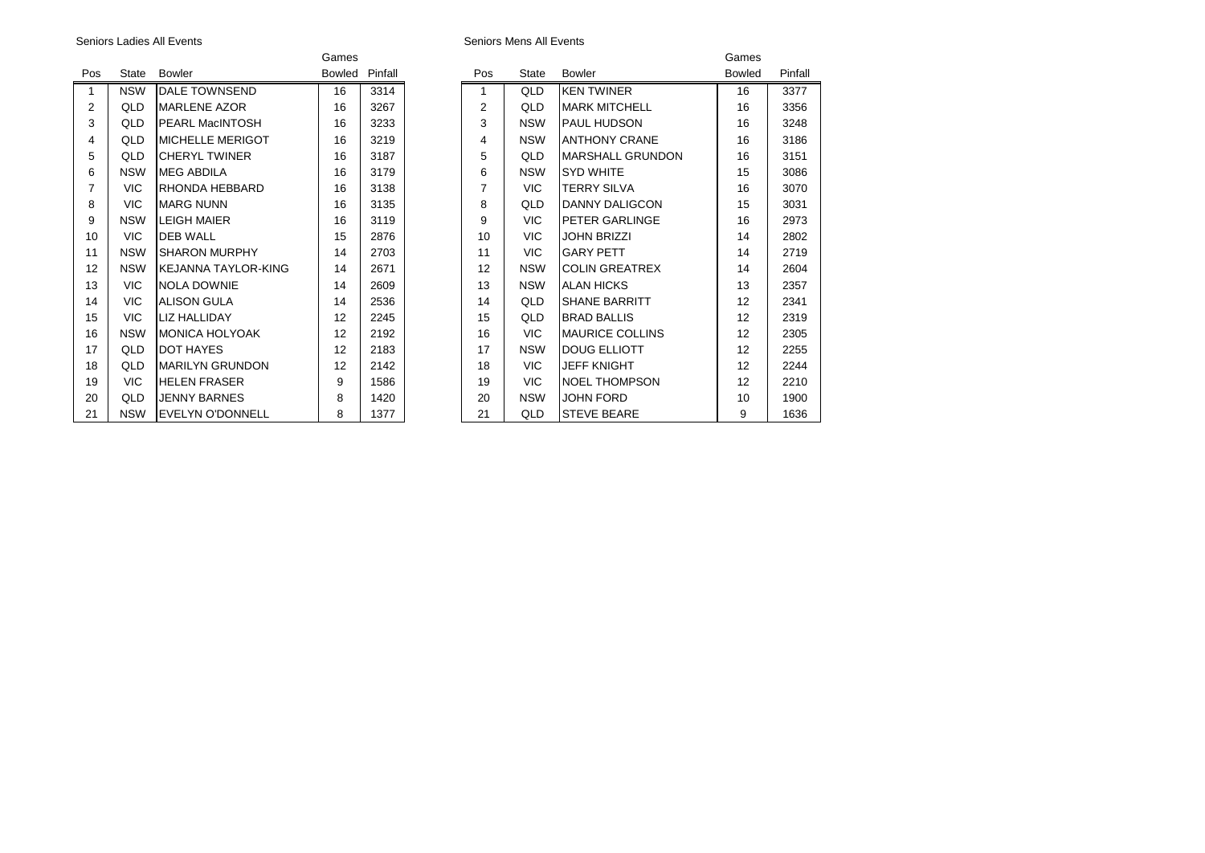Seniors Ladies All Events

| Pos | State | Bowler | Games Bowled | Pinfall |
|---|---|---|---|---|
| 1 | NSW | DALE TOWNSEND | 16 | 3314 |
| 2 | QLD | MARLENE AZOR | 16 | 3267 |
| 3 | QLD | PEARL MacINTOSH | 16 | 3233 |
| 4 | QLD | MICHELLE MERIGOT | 16 | 3219 |
| 5 | QLD | CHERYL TWINER | 16 | 3187 |
| 6 | NSW | MEG ABDILA | 16 | 3179 |
| 7 | VIC | RHONDA HEBBARD | 16 | 3138 |
| 8 | VIC | MARG NUNN | 16 | 3135 |
| 9 | NSW | LEIGH MAIER | 16 | 3119 |
| 10 | VIC | DEB WALL | 15 | 2876 |
| 11 | NSW | SHARON MURPHY | 14 | 2703 |
| 12 | NSW | KEJANNA TAYLOR-KING | 14 | 2671 |
| 13 | VIC | NOLA DOWNIE | 14 | 2609 |
| 14 | VIC | ALISON GULA | 14 | 2536 |
| 15 | VIC | LIZ HALLIDAY | 12 | 2245 |
| 16 | NSW | MONICA HOLYOAK | 12 | 2192 |
| 17 | QLD | DOT HAYES | 12 | 2183 |
| 18 | QLD | MARILYN GRUNDON | 12 | 2142 |
| 19 | VIC | HELEN FRASER | 9 | 1586 |
| 20 | QLD | JENNY BARNES | 8 | 1420 |
| 21 | NSW | EVELYN O'DONNELL | 8 | 1377 |

Seniors Mens All Events

| Pos | State | Bowler | Games Bowled | Pinfall |
|---|---|---|---|---|
| 1 | QLD | KEN TWINER | 16 | 3377 |
| 2 | QLD | MARK MITCHELL | 16 | 3356 |
| 3 | NSW | PAUL HUDSON | 16 | 3248 |
| 4 | NSW | ANTHONY CRANE | 16 | 3186 |
| 5 | QLD | MARSHALL GRUNDON | 16 | 3151 |
| 6 | NSW | SYD WHITE | 15 | 3086 |
| 7 | VIC | TERRY SILVA | 16 | 3070 |
| 8 | QLD | DANNY DALIGCON | 15 | 3031 |
| 9 | VIC | PETER GARLINGE | 16 | 2973 |
| 10 | VIC | JOHN BRIZZI | 14 | 2802 |
| 11 | VIC | GARY PETT | 14 | 2719 |
| 12 | NSW | COLIN GREATREX | 14 | 2604 |
| 13 | NSW | ALAN HICKS | 13 | 2357 |
| 14 | QLD | SHANE BARRITT | 12 | 2341 |
| 15 | QLD | BRAD BALLIS | 12 | 2319 |
| 16 | VIC | MAURICE COLLINS | 12 | 2305 |
| 17 | NSW | DOUG ELLIOTT | 12 | 2255 |
| 18 | VIC | JEFF KNIGHT | 12 | 2244 |
| 19 | VIC | NOEL THOMPSON | 12 | 2210 |
| 20 | NSW | JOHN FORD | 10 | 1900 |
| 21 | QLD | STEVE BEARE | 9 | 1636 |